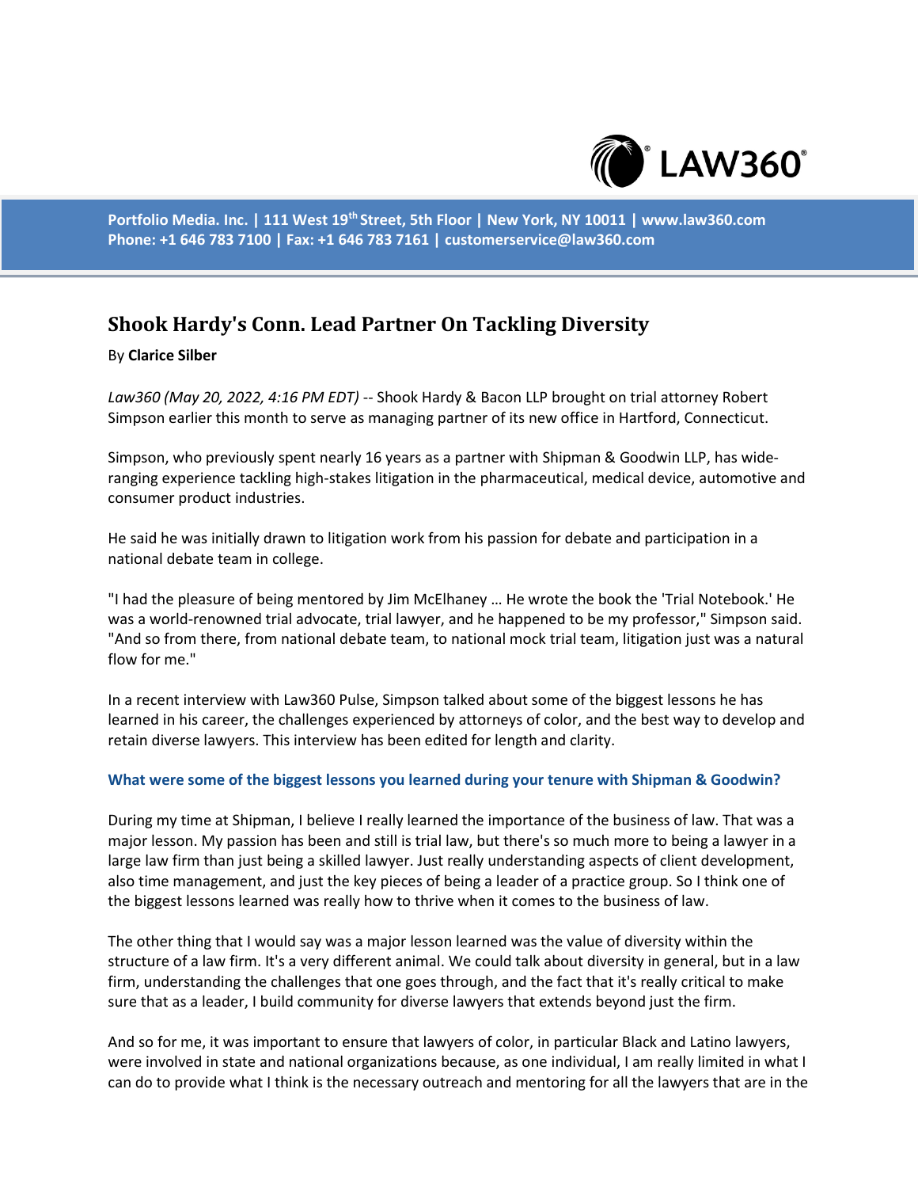# Shook Hardy's Conn. Lead Partner On Tackling Diversity

By **Clarice Silber**

*Law360 (May 20, 2022, 4:16 PM EDT)* -- Shook Hardy & Bacon LLP brought on trial attorney Robert Simpson earlier this month to serve as managing partner of its new office in Hartford, Connecticut.

Simpson, who previously spent nearly 16 years as a partner with Shipman & Goodwin LLP, has wide-ranging experience tackling high-stakes litigation in the pharmaceutical, medical device, automotive and consumer product industries.

He said he was initially drawn to litigation work from his passion for debate and participation in a national debate team in college.

"I had the pleasure of being mentored by Jim McElhaney … He wrote the book the 'Trial Notebook.' He was a world-renowned trial advocate, trial lawyer, and he happened to be my professor," Simpson said. "And so from there, from national debate team, to national mock trial team, litigation just was a natural flow for me."

In a recent interview with Law360 Pulse, Simpson talked about some of the biggest lessons he has learned in his career, the challenges experienced by attorneys of color, and the best way to develop and retain diverse lawyers. This interview has been edited for length and clarity.

### What were some of the biggest lessons you learned during your tenure with Shipman & Goodwin?

During my time at Shipman, I believe I really learned the importance of the business of law. That was a major lesson. My passion has been and still is trial law, but there's so much more to being a lawyer in a large law firm than just being a skilled lawyer. Just really understanding aspects of client development, also time management, and just the key pieces of being a leader of a practice group. So I think one of the biggest lessons learned was really how to thrive when it comes to the business of law.

The other thing that I would say was a major lesson learned was the value of diversity within the structure of a law firm. It's a very different animal. We could talk about diversity in general, but in a law firm, understanding the challenges that one goes through, and the fact that it's really critical to make sure that as a leader, I build community for diverse lawyers that extends beyond just the firm.

And so for me, it was important to ensure that lawyers of color, in particular Black and Latino lawyers, were involved in state and national organizations because, as one individual, I am really limited in what I can do to provide what I think is the necessary outreach and mentoring for all the lawyers that are in the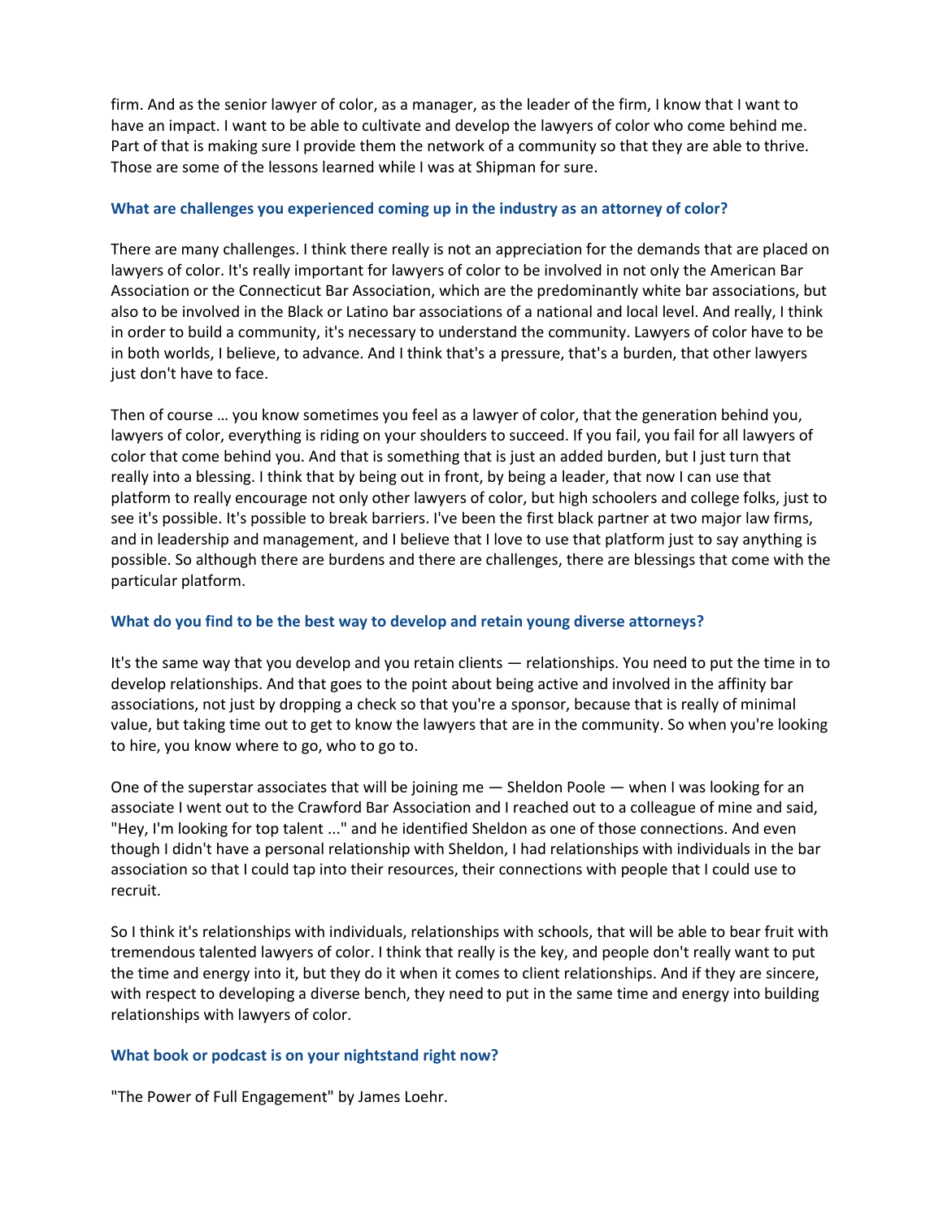firm. And as the senior lawyer of color, as a manager, as the leader of the firm, I know that I want to have an impact. I want to be able to cultivate and develop the lawyers of color who come behind me. Part of that is making sure I provide them the network of a community so that they are able to thrive. Those are some of the lessons learned while I was at Shipman for sure.

### What are challenges you experienced coming up in the industry as an attorney of color?

There are many challenges. I think there really is not an appreciation for the demands that are placed on lawyers of color. It's really important for lawyers of color to be involved in not only the American Bar Association or the Connecticut Bar Association, which are the predominantly white bar associations, but also to be involved in the Black or Latino bar associations of a national and local level. And really, I think in order to build a community, it's necessary to understand the community. Lawyers of color have to be in both worlds, I believe, to advance. And I think that's a pressure, that's a burden, that other lawyers just don't have to face.

Then of course … you know sometimes you feel as a lawyer of color, that the generation behind you, lawyers of color, everything is riding on your shoulders to succeed. If you fail, you fail for all lawyers of color that come behind you. And that is something that is just an added burden, but I just turn that really into a blessing. I think that by being out in front, by being a leader, that now I can use that platform to really encourage not only other lawyers of color, but high schoolers and college folks, just to see it's possible. It's possible to break barriers. I've been the first black partner at two major law firms, and in leadership and management, and I believe that I love to use that platform just to say anything is possible. So although there are burdens and there are challenges, there are blessings that come with the particular platform.

### What do you find to be the best way to develop and retain young diverse attorneys?

It's the same way that you develop and you retain clients — relationships. You need to put the time in to develop relationships. And that goes to the point about being active and involved in the affinity bar associations, not just by dropping a check so that you're a sponsor, because that is really of minimal value, but taking time out to get to know the lawyers that are in the community. So when you're looking to hire, you know where to go, who to go to.

One of the superstar associates that will be joining me — Sheldon Poole — when I was looking for an associate I went out to the Crawford Bar Association and I reached out to a colleague of mine and said, "Hey, I'm looking for top talent ..." and he identified Sheldon as one of those connections. And even though I didn't have a personal relationship with Sheldon, I had relationships with individuals in the bar association so that I could tap into their resources, their connections with people that I could use to recruit.

So I think it's relationships with individuals, relationships with schools, that will be able to bear fruit with tremendous talented lawyers of color. I think that really is the key, and people don't really want to put the time and energy into it, but they do it when it comes to client relationships. And if they are sincere, with respect to developing a diverse bench, they need to put in the same time and energy into building relationships with lawyers of color.

### What book or podcast is on your nightstand right now?

"The Power of Full Engagement" by James Loehr.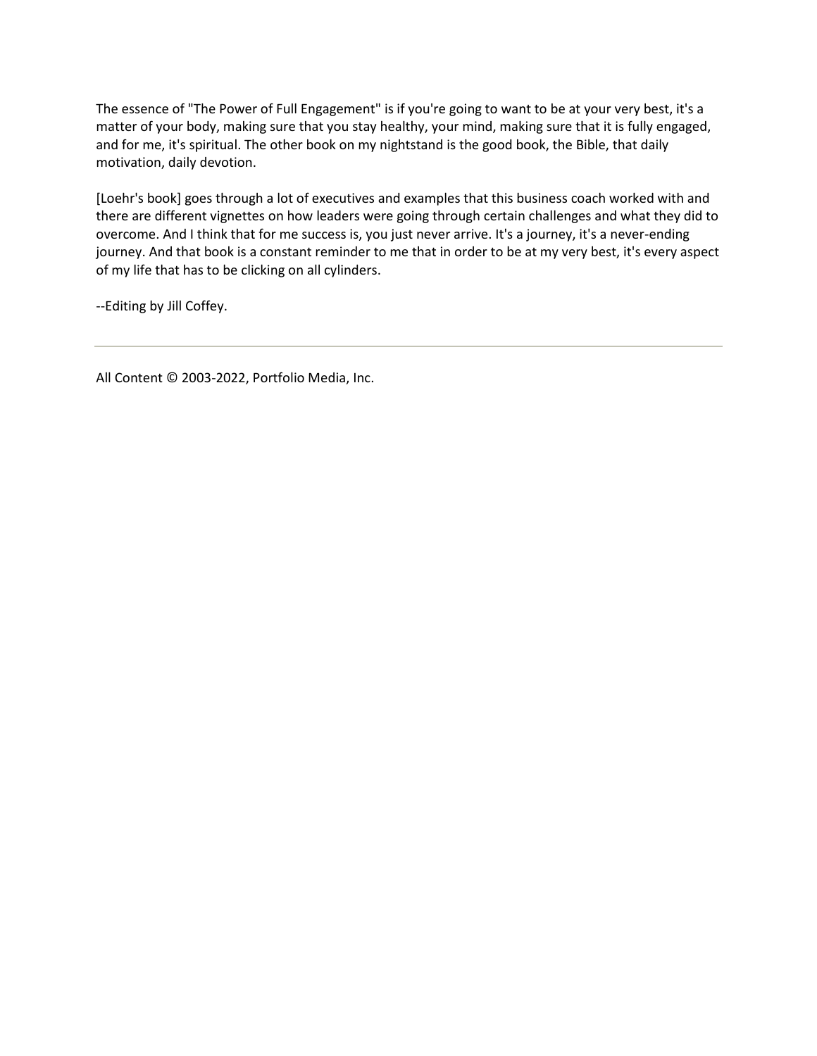The essence of "The Power of Full Engagement" is if you're going to want to be at your very best, it's a matter of your body, making sure that you stay healthy, your mind, making sure that it is fully engaged, and for me, it's spiritual. The other book on my nightstand is the good book, the Bible, that daily motivation, daily devotion.

[Loehr's book] goes through a lot of executives and examples that this business coach worked with and there are different vignettes on how leaders were going through certain challenges and what they did to overcome. And I think that for me success is, you just never arrive. It's a journey, it's a never-ending journey. And that book is a constant reminder to me that in order to be at my very best, it's every aspect of my life that has to be clicking on all cylinders.

--Editing by Jill Coffey.

---

All Content © 2003-2022, Portfolio Media, Inc.